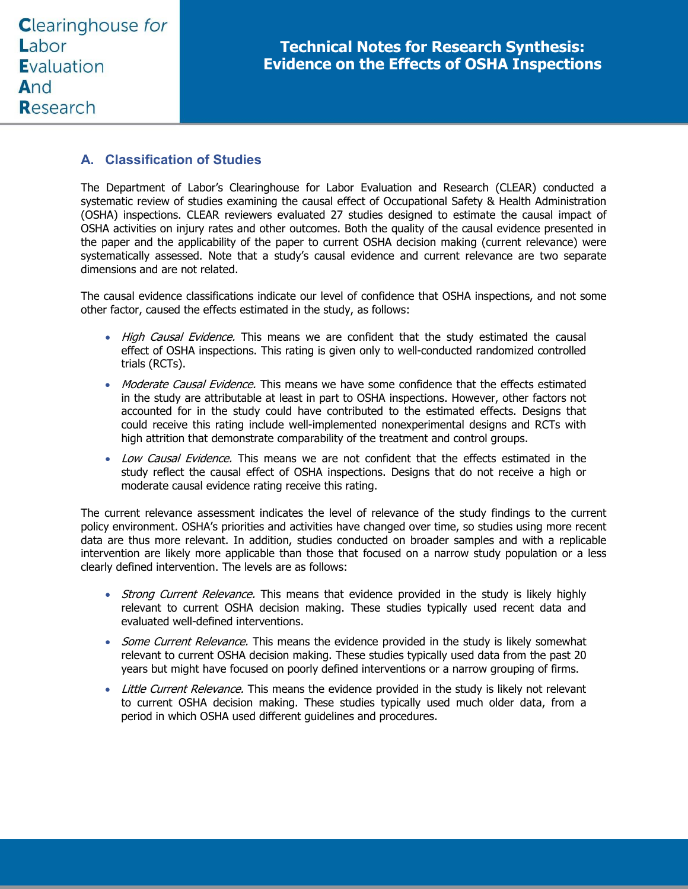# Technical Notes for Research Synthesis: Evidence on the Effects of OSHA Inspections

Clearinghouse for Labor Evaluation And Research

## A. Classification of Studies

The Department of Labor's Clearinghouse for Labor Evaluation and Research (CLEAR) conducted a systematic review of studies examining the causal effect of Occupational Safety & Health Administration (OSHA) inspections. CLEAR reviewers evaluated 27 studies designed to estimate the causal impact of OSHA activities on injury rates and other outcomes. Both the quality of the causal evidence presented in the paper and the applicability of the paper to current OSHA decision making (current relevance) were systematically assessed. Note that a study's causal evidence and current relevance are two separate dimensions and are not related.

The causal evidence classifications indicate our level of confidence that OSHA inspections, and not some other factor, caused the effects estimated in the study, as follows:

- *High Causal Evidence.* This means we are confident that the study estimated the causal effect of OSHA inspections. This rating is given only to well-conducted randomized controlled trials (RCTs).
- *Moderate Causal Evidence.* This means we have some confidence that the effects estimated in the study are attributable at least in part to OSHA inspections. However, other factors not accounted for in the study could have contributed to the estimated effects. Designs that could receive this rating include well-implemented nonexperimental designs and RCTs with high attrition that demonstrate comparability of the treatment and control groups.
- *Low Causal Evidence.* This means we are not confident that the effects estimated in the study reflect the causal effect of OSHA inspections. Designs that do not receive a high or moderate causal evidence rating receive this rating.

The current relevance assessment indicates the level of relevance of the study findings to the current policy environment. OSHA's priorities and activities have changed over time, so studies using more recent data are thus more relevant. In addition, studies conducted on broader samples and with a replicable intervention are likely more applicable than those that focused on a narrow study population or a less clearly defined intervention. The levels are as follows:

- *Strong Current Relevance.* This means that evidence provided in the study is likely highly relevant to current OSHA decision making. These studies typically used recent data and evaluated well-defined interventions.
- *Some Current Relevance.* This means the evidence provided in the study is likely somewhat relevant to current OSHA decision making. These studies typically used data from the past 20 years but might have focused on poorly defined interventions or a narrow grouping of firms.
- *Little Current Relevance.* This means the evidence provided in the study is likely not relevant to current OSHA decision making. These studies typically used much older data, from a period in which OSHA used different guidelines and procedures.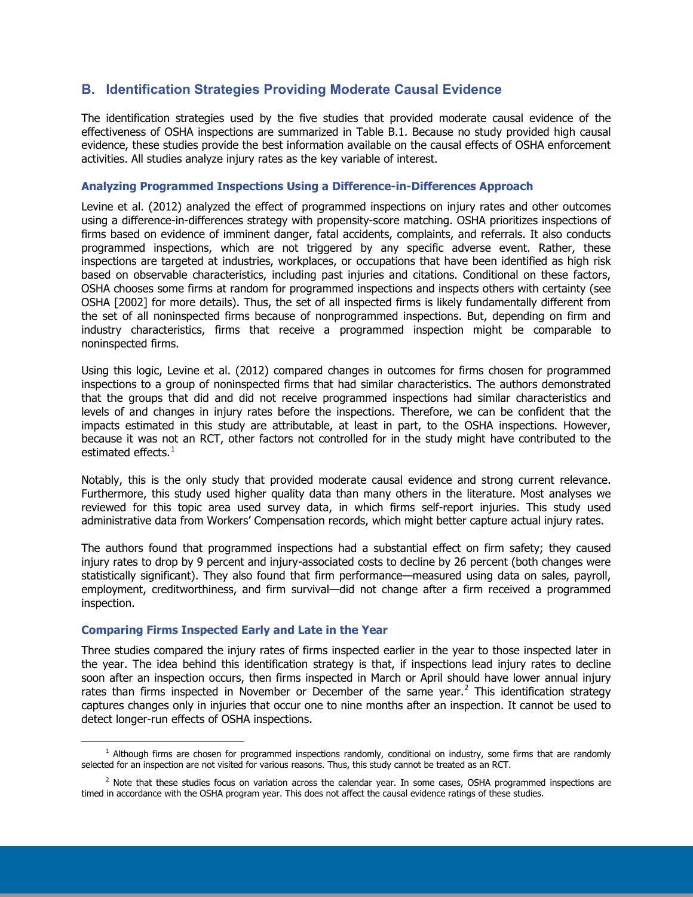## B. Identification Strategies Providing Moderate Causal Evidence

The identification strategies used by the five studies that provided moderate causal evidence of the effectiveness of OSHA inspections are summarized in Table B.1. Because no study provided high causal evidence, these studies provide the best information available on the causal effects of OSHA enforcement activities. All studies analyze injury rates as the key variable of interest.

### Analyzing Programmed Inspections Using a Difference-in-Differences Approach

Levine et al. (2012) analyzed the effect of programmed inspections on injury rates and other outcomes using a difference-in-differences strategy with propensity-score matching. OSHA prioritizes inspections of firms based on evidence of imminent danger, fatal accidents, complaints, and referrals. It also conducts programmed inspections, which are not triggered by any specific adverse event. Rather, these inspections are targeted at industries, workplaces, or occupations that have been identified as high risk based on observable characteristics, including past injuries and citations. Conditional on these factors, OSHA chooses some firms at random for programmed inspections and inspects others with certainty (see OSHA [2002] for more details). Thus, the set of all inspected firms is likely fundamentally different from the set of all noninspected firms because of nonprogrammed inspections. But, depending on firm and industry characteristics, firms that receive a programmed inspection might be comparable to noninspected firms.

Using this logic, Levine et al. (2012) compared changes in outcomes for firms chosen for programmed inspections to a group of noninspected firms that had similar characteristics. The authors demonstrated that the groups that did and did not receive programmed inspections had similar characteristics and levels of and changes in injury rates before the inspections. Therefore, we can be confident that the impacts estimated in this study are attributable, at least in part, to the OSHA inspections. However, because it was not an RCT, other factors not controlled for in the study might have contributed to the estimated effects.[1]

Notably, this is the only study that provided moderate causal evidence and strong current relevance. Furthermore, this study used higher quality data than many others in the literature. Most analyses we reviewed for this topic area used survey data, in which firms self-report injuries. This study used administrative data from Workers' Compensation records, which might better capture actual injury rates.

The authors found that programmed inspections had a substantial effect on firm safety; they caused injury rates to drop by 9 percent and injury-associated costs to decline by 26 percent (both changes were statistically significant). They also found that firm performance—measured using data on sales, payroll, employment, creditworthiness, and firm survival—did not change after a firm received a programmed inspection.

### Comparing Firms Inspected Early and Late in the Year

Three studies compared the injury rates of firms inspected earlier in the year to those inspected later in the year. The idea behind this identification strategy is that, if inspections lead injury rates to decline soon after an inspection occurs, then firms inspected in March or April should have lower annual injury rates than firms inspected in November or December of the same year.[2] This identification strategy captures changes only in injuries that occur one to nine months after an inspection. It cannot be used to detect longer-run effects of OSHA inspections.

---

[1] Although firms are chosen for programmed inspections randomly, conditional on industry, some firms that are randomly selected for an inspection are not visited for various reasons. Thus, this study cannot be treated as an RCT.

[2] Note that these studies focus on variation across the calendar year. In some cases, OSHA programmed inspections are timed in accordance with the OSHA program year. This does not affect the causal evidence ratings of these studies.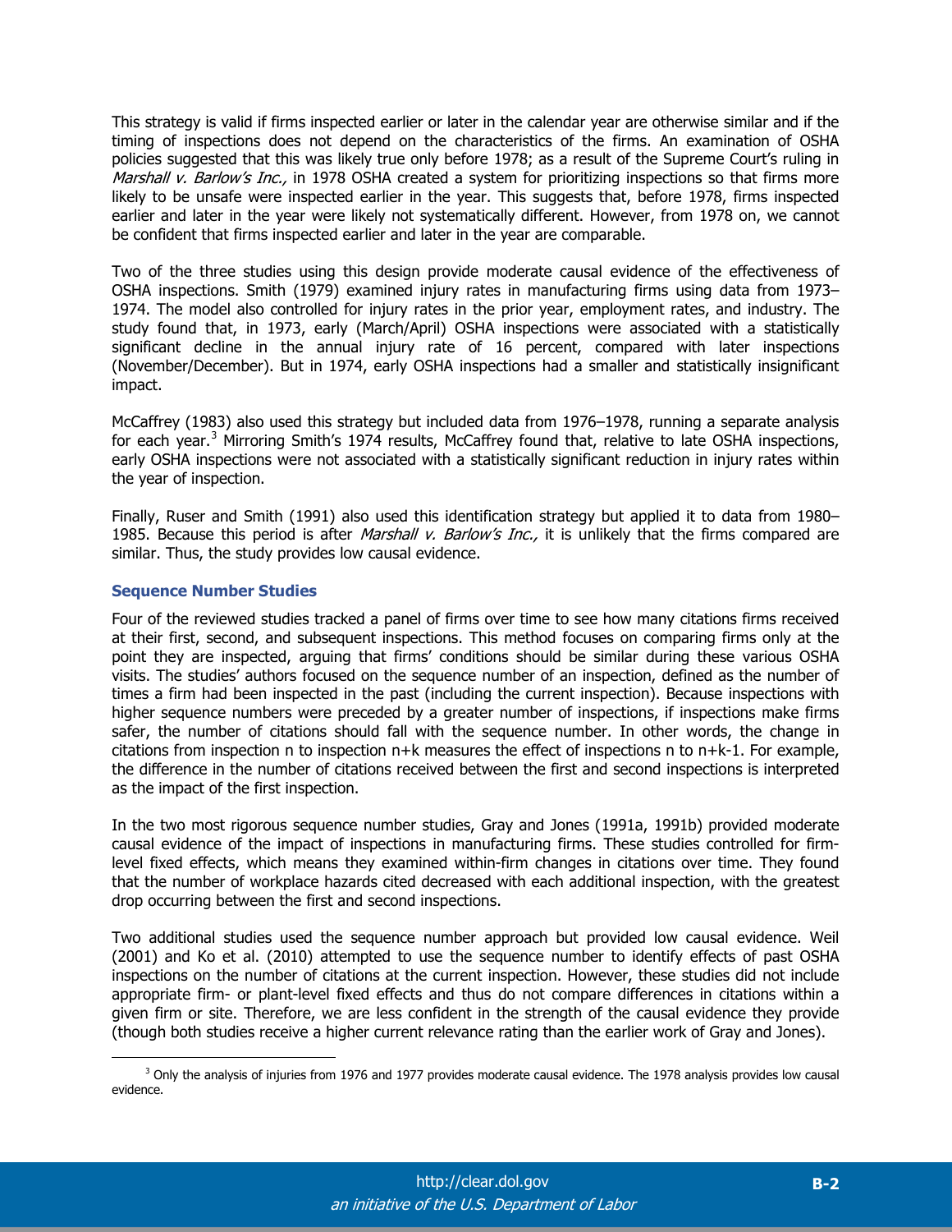This strategy is valid if firms inspected earlier or later in the calendar year are otherwise similar and if the timing of inspections does not depend on the characteristics of the firms. An examination of OSHA policies suggested that this was likely true only before 1978; as a result of the Supreme Court's ruling in *Marshall v. Barlow's Inc.,* in 1978 OSHA created a system for prioritizing inspections so that firms more likely to be unsafe were inspected earlier in the year. This suggests that, before 1978, firms inspected earlier and later in the year were likely not systematically different. However, from 1978 on, we cannot be confident that firms inspected earlier and later in the year are comparable.

Two of the three studies using this design provide moderate causal evidence of the effectiveness of OSHA inspections. Smith (1979) examined injury rates in manufacturing firms using data from 1973–1974. The model also controlled for injury rates in the prior year, employment rates, and industry. The study found that, in 1973, early (March/April) OSHA inspections were associated with a statistically significant decline in the annual injury rate of 16 percent, compared with later inspections (November/December). But in 1974, early OSHA inspections had a smaller and statistically insignificant impact.

McCaffrey (1983) also used this strategy but included data from 1976–1978, running a separate analysis for each year.[3] Mirroring Smith's 1974 results, McCaffrey found that, relative to late OSHA inspections, early OSHA inspections were not associated with a statistically significant reduction in injury rates within the year of inspection.

Finally, Ruser and Smith (1991) also used this identification strategy but applied it to data from 1980–1985. Because this period is after *Marshall v. Barlow's Inc.,* it is unlikely that the firms compared are similar. Thus, the study provides low causal evidence.

### Sequence Number Studies

Four of the reviewed studies tracked a panel of firms over time to see how many citations firms received at their first, second, and subsequent inspections. This method focuses on comparing firms only at the point they are inspected, arguing that firms' conditions should be similar during these various OSHA visits. The studies' authors focused on the sequence number of an inspection, defined as the number of times a firm had been inspected in the past (including the current inspection). Because inspections with higher sequence numbers were preceded by a greater number of inspections, if inspections make firms safer, the number of citations should fall with the sequence number. In other words, the change in citations from inspection n to inspection n+k measures the effect of inspections n to n+k-1. For example, the difference in the number of citations received between the first and second inspections is interpreted as the impact of the first inspection.

In the two most rigorous sequence number studies, Gray and Jones (1991a, 1991b) provided moderate causal evidence of the impact of inspections in manufacturing firms. These studies controlled for firm-level fixed effects, which means they examined within-firm changes in citations over time. They found that the number of workplace hazards cited decreased with each additional inspection, with the greatest drop occurring between the first and second inspections.

Two additional studies used the sequence number approach but provided low causal evidence. Weil (2001) and Ko et al. (2010) attempted to use the sequence number to identify effects of past OSHA inspections on the number of citations at the current inspection. However, these studies did not include appropriate firm- or plant-level fixed effects and thus do not compare differences in citations within a given firm or site. Therefore, we are less confident in the strength of the causal evidence they provide (though both studies receive a higher current relevance rating than the earlier work of Gray and Jones).

[3] Only the analysis of injuries from 1976 and 1977 provides moderate causal evidence. The 1978 analysis provides low causal evidence.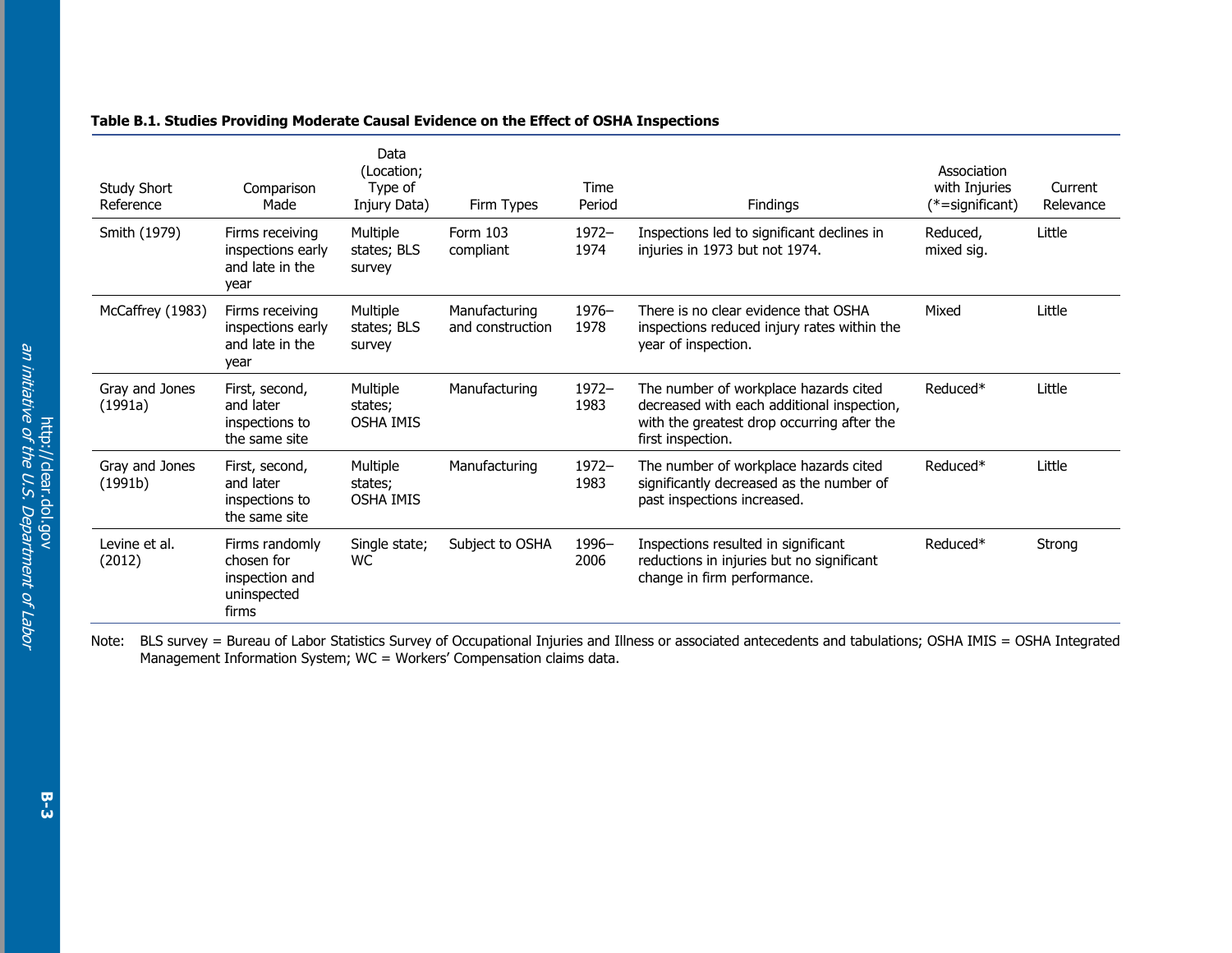**Table B.1. Studies Providing Moderate Causal Evidence on the Effect of OSHA Inspections**

| Study Short Reference | Comparison Made | Data (Location; Type of Injury Data) | Firm Types | Time Period | Findings | Association with Injuries (*=significant) | Current Relevance |
|---|---|---|---|---|---|---|---|
| Smith (1979) | Firms receiving inspections early and late in the year | Multiple states; BLS survey | Form 103 compliant | 1972–1974 | Inspections led to significant declines in injuries in 1973 but not 1974. | Reduced, mixed sig. | Little |
| McCaffrey (1983) | Firms receiving inspections early and late in the year | Multiple states; BLS survey | Manufacturing and construction | 1976–1978 | There is no clear evidence that OSHA inspections reduced injury rates within the year of inspection. | Mixed | Little |
| Gray and Jones (1991a) | First, second, and later inspections to the same site | Multiple states; OSHA IMIS | Manufacturing | 1972–1983 | The number of workplace hazards cited decreased with each additional inspection, with the greatest drop occurring after the first inspection. | Reduced* | Little |
| Gray and Jones (1991b) | First, second, and later inspections to the same site | Multiple states; OSHA IMIS | Manufacturing | 1972–1983 | The number of workplace hazards cited significantly decreased as the number of past inspections increased. | Reduced* | Little |
| Levine et al. (2012) | Firms randomly chosen for inspection and uninspected firms | Single state; WC | Subject to OSHA | 1996–2006 | Inspections resulted in significant reductions in injuries but no significant change in firm performance. | Reduced* | Strong |

Note: BLS survey = Bureau of Labor Statistics Survey of Occupational Injuries and Illness or associated antecedents and tabulations; OSHA IMIS = OSHA Integrated Management Information System; WC = Workers' Compensation claims data.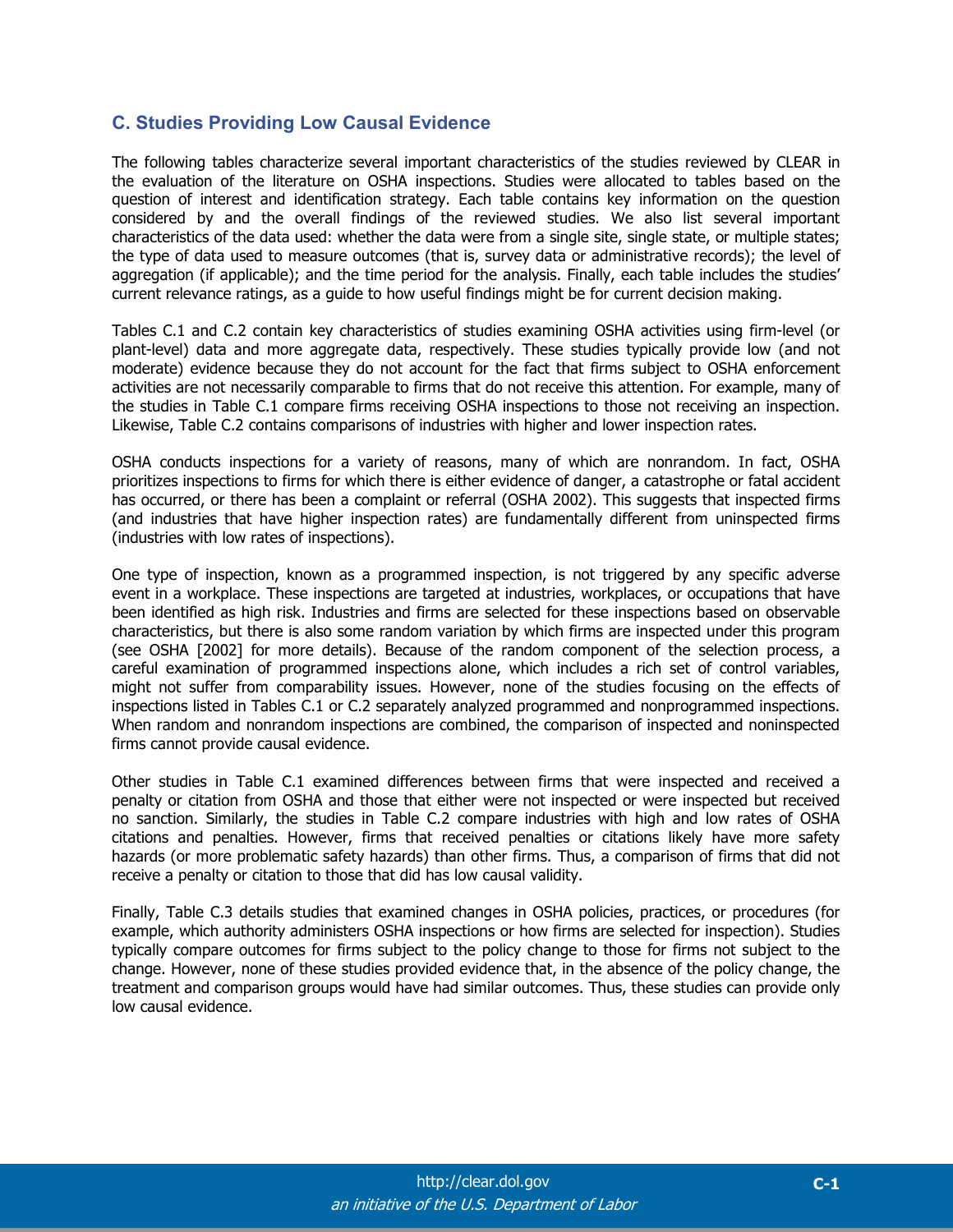## C. Studies Providing Low Causal Evidence

The following tables characterize several important characteristics of the studies reviewed by CLEAR in the evaluation of the literature on OSHA inspections. Studies were allocated to tables based on the question of interest and identification strategy. Each table contains key information on the question considered by and the overall findings of the reviewed studies. We also list several important characteristics of the data used: whether the data were from a single site, single state, or multiple states; the type of data used to measure outcomes (that is, survey data or administrative records); the level of aggregation (if applicable); and the time period for the analysis. Finally, each table includes the studies' current relevance ratings, as a guide to how useful findings might be for current decision making.

Tables C.1 and C.2 contain key characteristics of studies examining OSHA activities using firm-level (or plant-level) data and more aggregate data, respectively. These studies typically provide low (and not moderate) evidence because they do not account for the fact that firms subject to OSHA enforcement activities are not necessarily comparable to firms that do not receive this attention. For example, many of the studies in Table C.1 compare firms receiving OSHA inspections to those not receiving an inspection. Likewise, Table C.2 contains comparisons of industries with higher and lower inspection rates.

OSHA conducts inspections for a variety of reasons, many of which are nonrandom. In fact, OSHA prioritizes inspections to firms for which there is either evidence of danger, a catastrophe or fatal accident has occurred, or there has been a complaint or referral (OSHA 2002). This suggests that inspected firms (and industries that have higher inspection rates) are fundamentally different from uninspected firms (industries with low rates of inspections).

One type of inspection, known as a programmed inspection, is not triggered by any specific adverse event in a workplace. These inspections are targeted at industries, workplaces, or occupations that have been identified as high risk. Industries and firms are selected for these inspections based on observable characteristics, but there is also some random variation by which firms are inspected under this program (see OSHA [2002] for more details). Because of the random component of the selection process, a careful examination of programmed inspections alone, which includes a rich set of control variables, might not suffer from comparability issues. However, none of the studies focusing on the effects of inspections listed in Tables C.1 or C.2 separately analyzed programmed and nonprogrammed inspections. When random and nonrandom inspections are combined, the comparison of inspected and noninspected firms cannot provide causal evidence.

Other studies in Table C.1 examined differences between firms that were inspected and received a penalty or citation from OSHA and those that either were not inspected or were inspected but received no sanction. Similarly, the studies in Table C.2 compare industries with high and low rates of OSHA citations and penalties. However, firms that received penalties or citations likely have more safety hazards (or more problematic safety hazards) than other firms. Thus, a comparison of firms that did not receive a penalty or citation to those that did has low causal validity.

Finally, Table C.3 details studies that examined changes in OSHA policies, practices, or procedures (for example, which authority administers OSHA inspections or how firms are selected for inspection). Studies typically compare outcomes for firms subject to the policy change to those for firms not subject to the change. However, none of these studies provided evidence that, in the absence of the policy change, the treatment and comparison groups would have had similar outcomes. Thus, these studies can provide only low causal evidence.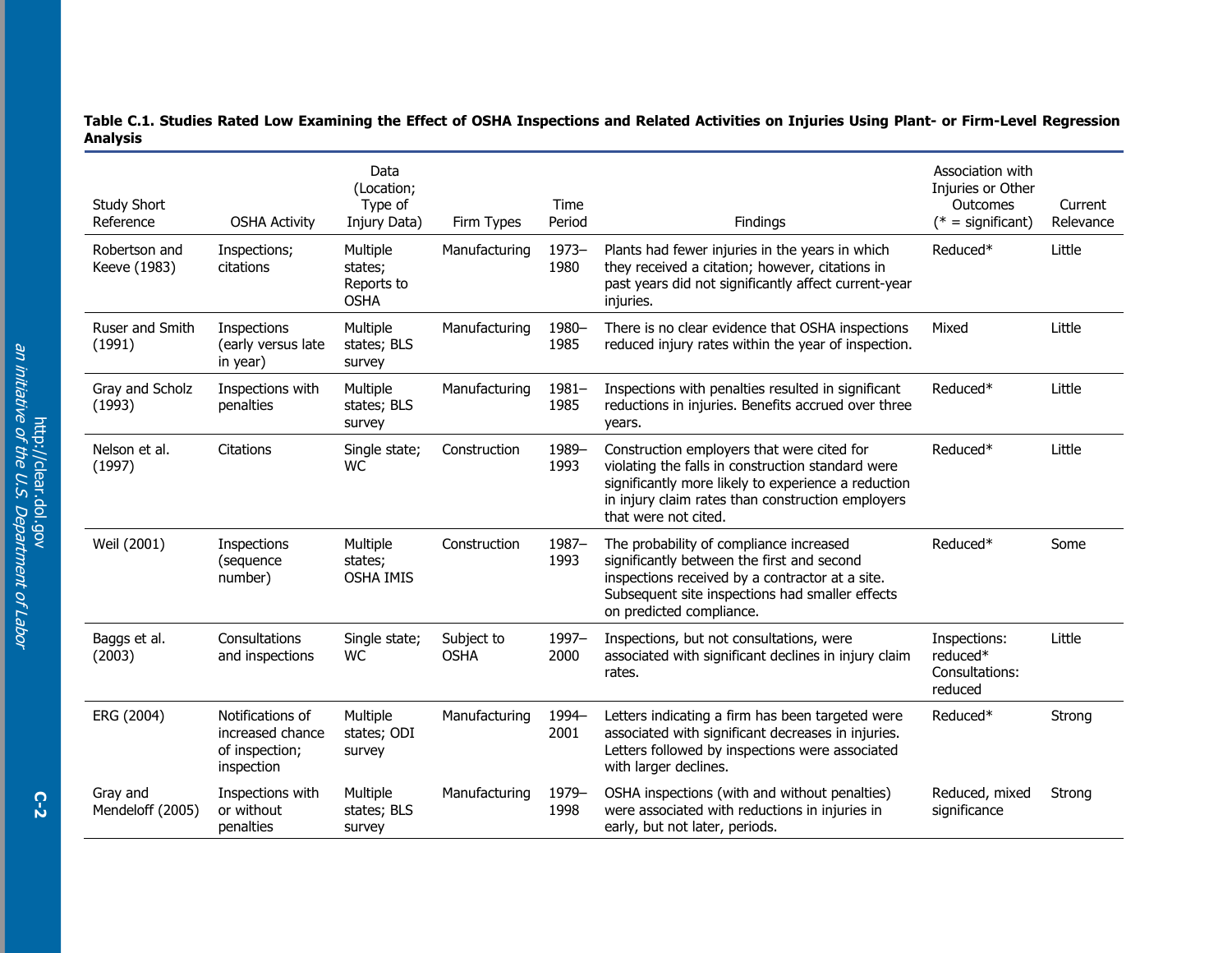**Table C.1. Studies Rated Low Examining the Effect of OSHA Inspections and Related Activities on Injuries Using Plant- or Firm-Level Regression Analysis**

| Study Short Reference | OSHA Activity | Data (Location; Type of Injury Data) | Firm Types | Time Period | Findings | Association with Injuries or Other Outcomes (* = significant) | Current Relevance |
|---|---|---|---|---|---|---|---|
| Robertson and Keeve (1983) | Inspections; citations | Multiple states; Reports to OSHA | Manufacturing | 1973–1980 | Plants had fewer injuries in the years in which they received a citation; however, citations in past years did not significantly affect current-year injuries. | Reduced* | Little |
| Ruser and Smith (1991) | Inspections (early versus late in year) | Multiple states; BLS survey | Manufacturing | 1980–1985 | There is no clear evidence that OSHA inspections reduced injury rates within the year of inspection. | Mixed | Little |
| Gray and Scholz (1993) | Inspections with penalties | Multiple states; BLS survey | Manufacturing | 1981–1985 | Inspections with penalties resulted in significant reductions in injuries. Benefits accrued over three years. | Reduced* | Little |
| Nelson et al. (1997) | Citations | Single state; WC | Construction | 1989–1993 | Construction employers that were cited for violating the falls in construction standard were significantly more likely to experience a reduction in injury claim rates than construction employers that were not cited. | Reduced* | Little |
| Weil (2001) | Inspections (sequence number) | Multiple states; OSHA IMIS | Construction | 1987–1993 | The probability of compliance increased significantly between the first and second inspections received by a contractor at a site. Subsequent site inspections had smaller effects on predicted compliance. | Reduced* | Some |
| Baggs et al. (2003) | Consultations and inspections | Single state; WC | Subject to OSHA | 1997–2000 | Inspections, but not consultations, were associated with significant declines in injury claim rates. | Inspections: reduced* Consultations: reduced | Little |
| ERG (2004) | Notifications of increased chance of inspection; inspection | Multiple states; ODI survey | Manufacturing | 1994–2001 | Letters indicating a firm has been targeted were associated with significant decreases in injuries. Letters followed by inspections were associated with larger declines. | Reduced* | Strong |
| Gray and Mendeloff (2005) | Inspections with or without penalties | Multiple states; BLS survey | Manufacturing | 1979–1998 | OSHA inspections (with and without penalties) were associated with reductions in injuries in early, but not later, periods. | Reduced, mixed significance | Strong |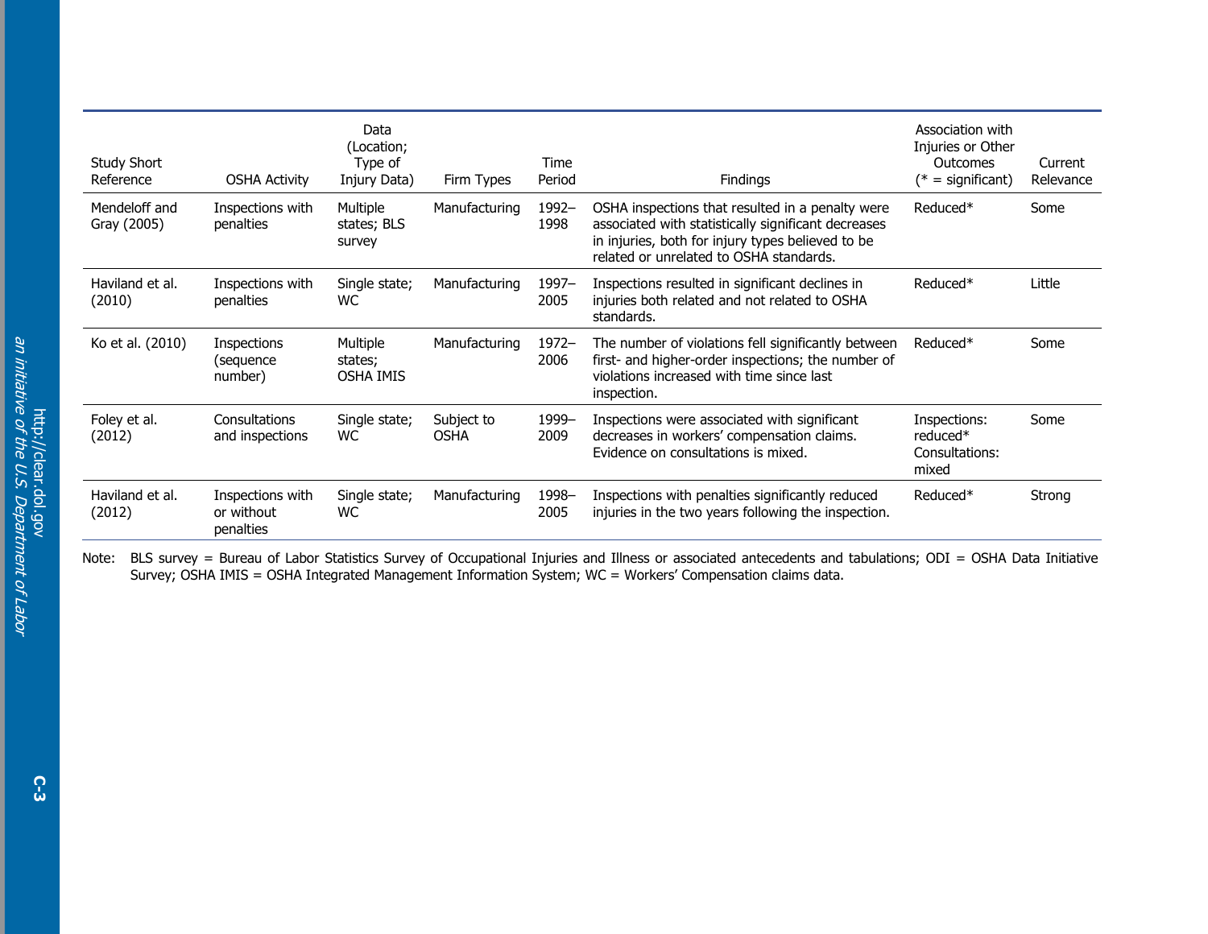| Study Short Reference | OSHA Activity | Data (Location; Type of Injury Data) | Firm Types | Time Period | Findings | Association with Injuries or Other Outcomes (* = significant) | Current Relevance |
|---|---|---|---|---|---|---|---|
| Mendeloff and Gray (2005) | Inspections with penalties | Multiple states; BLS survey | Manufacturing | 1992–1998 | OSHA inspections that resulted in a penalty were associated with statistically significant decreases in injuries, both for injury types believed to be related or unrelated to OSHA standards. | Reduced* | Some |
| Haviland et al. (2010) | Inspections with penalties | Single state; WC | Manufacturing | 1997–2005 | Inspections resulted in significant declines in injuries both related and not related to OSHA standards. | Reduced* | Little |
| Ko et al. (2010) | Inspections (sequence number) | Multiple states; OSHA IMIS | Manufacturing | 1972–2006 | The number of violations fell significantly between first- and higher-order inspections; the number of violations increased with time since last inspection. | Reduced* | Some |
| Foley et al. (2012) | Consultations and inspections | Single state; WC | Subject to OSHA | 1999–2009 | Inspections were associated with significant decreases in workers' compensation claims. Evidence on consultations is mixed. | Inspections: reduced* Consultations: mixed | Some |
| Haviland et al. (2012) | Inspections with or without penalties | Single state; WC | Manufacturing | 1998–2005 | Inspections with penalties significantly reduced injuries in the two years following the inspection. | Reduced* | Strong |

Note: BLS survey = Bureau of Labor Statistics Survey of Occupational Injuries and Illness or associated antecedents and tabulations; ODI = OSHA Data Initiative Survey; OSHA IMIS = OSHA Integrated Management Information System; WC = Workers' Compensation claims data.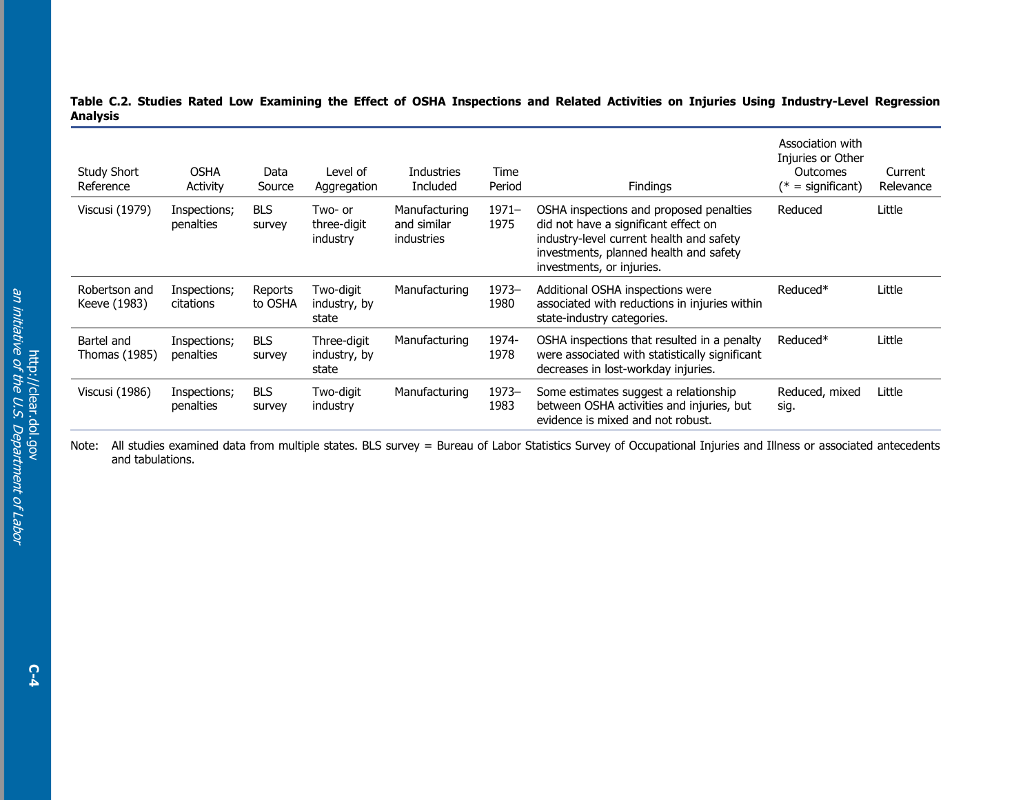**Table C.2. Studies Rated Low Examining the Effect of OSHA Inspections and Related Activities on Injuries Using Industry-Level Regression Analysis**

| Study Short Reference | OSHA Activity | Data Source | Level of Aggregation | Industries Included | Time Period | Findings | Association with Injuries or Other Outcomes (* = significant) | Current Relevance |
|---|---|---|---|---|---|---|---|---|
| Viscusi (1979) | Inspections; penalties | BLS survey | Two- or three-digit industry | Manufacturing and similar industries | 1971–1975 | OSHA inspections and proposed penalties did not have a significant effect on industry-level current health and safety investments, planned health and safety investments, or injuries. | Reduced | Little |
| Robertson and Keeve (1983) | Inspections; citations | Reports to OSHA | Two-digit industry, by state | Manufacturing | 1973–1980 | Additional OSHA inspections were associated with reductions in injuries within state-industry categories. | Reduced* | Little |
| Bartel and Thomas (1985) | Inspections; penalties | BLS survey | Three-digit industry, by state | Manufacturing | 1974-1978 | OSHA inspections that resulted in a penalty were associated with statistically significant decreases in lost-workday injuries. | Reduced* | Little |
| Viscusi (1986) | Inspections; penalties | BLS survey | Two-digit industry | Manufacturing | 1973–1983 | Some estimates suggest a relationship between OSHA activities and injuries, but evidence is mixed and not robust. | Reduced, mixed sig. | Little |

Note: All studies examined data from multiple states. BLS survey = Bureau of Labor Statistics Survey of Occupational Injuries and Illness or associated antecedents and tabulations.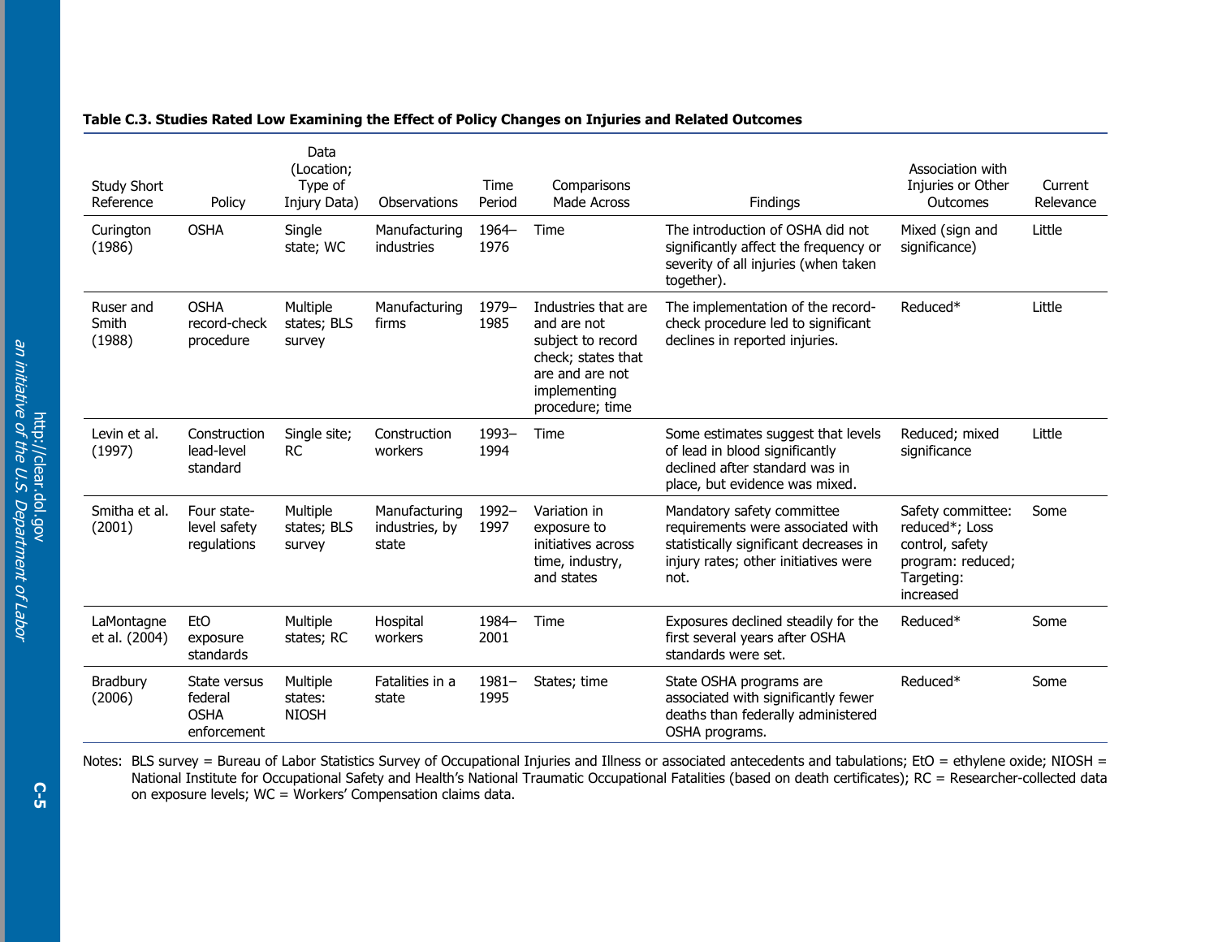**Table C.3. Studies Rated Low Examining the Effect of Policy Changes on Injuries and Related Outcomes**

| Study Short Reference | Policy | Data (Location; Type of Injury Data) | Observations | Time Period | Comparisons Made Across | Findings | Association with Injuries or Other Outcomes | Current Relevance |
|---|---|---|---|---|---|---|---|---|
| Curington (1986) | OSHA | Single state; WC | Manufacturing industries | 1964–1976 | Time | The introduction of OSHA did not significantly affect the frequency or severity of all injuries (when taken together). | Mixed (sign and significance) | Little |
| Ruser and Smith (1988) | OSHA record-check procedure | Multiple states; BLS survey | Manufacturing firms | 1979–1985 | Industries that are and are not subject to record check; states that are and are not implementing procedure; time | The implementation of the record-check procedure led to significant declines in reported injuries. | Reduced* | Little |
| Levin et al. (1997) | Construction lead-level standard | Single site; RC | Construction workers | 1993–1994 | Time | Some estimates suggest that levels of lead in blood significantly declined after standard was in place, but evidence was mixed. | Reduced; mixed significance | Little |
| Smitha et al. (2001) | Four state-level safety regulations | Multiple states; BLS survey | Manufacturing industries, by state | 1992–1997 | Variation in exposure to initiatives across time, industry, and states | Mandatory safety committee requirements were associated with statistically significant decreases in injury rates; other initiatives were not. | Safety committee: reduced*; Loss control, safety program: reduced; Targeting: increased | Some |
| LaMontagne et al. (2004) | EtO exposure standards | Multiple states; RC | Hospital workers | 1984–2001 | Time | Exposures declined steadily for the first several years after OSHA standards were set. | Reduced* | Some |
| Bradbury (2006) | State versus federal OSHA enforcement | Multiple states: NIOSH | Fatalities in a state | 1981–1995 | States; time | State OSHA programs are associated with significantly fewer deaths than federally administered OSHA programs. | Reduced* | Some |

Notes: BLS survey = Bureau of Labor Statistics Survey of Occupational Injuries and Illness or associated antecedents and tabulations; EtO = ethylene oxide; NIOSH = National Institute for Occupational Safety and Health's National Traumatic Occupational Fatalities (based on death certificates); RC = Researcher-collected data on exposure levels; WC = Workers' Compensation claims data.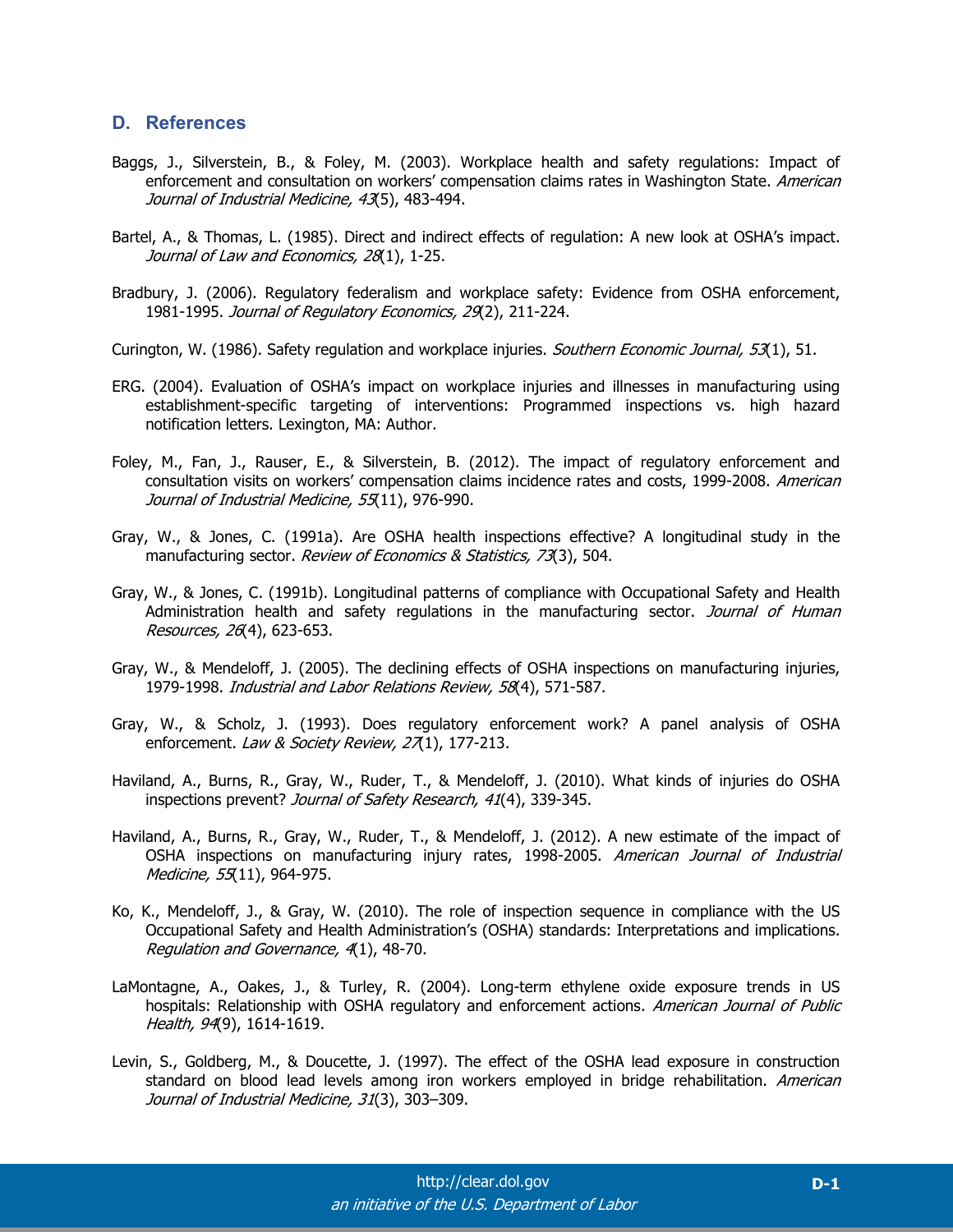## D. References

Baggs, J., Silverstein, B., & Foley, M. (2003). Workplace health and safety regulations: Impact of enforcement and consultation on workers' compensation claims rates in Washington State. *American Journal of Industrial Medicine, 43*(5), 483-494.

Bartel, A., & Thomas, L. (1985). Direct and indirect effects of regulation: A new look at OSHA's impact. *Journal of Law and Economics, 28*(1), 1-25.

Bradbury, J. (2006). Regulatory federalism and workplace safety: Evidence from OSHA enforcement, 1981-1995. *Journal of Regulatory Economics, 29*(2), 211-224.

Curington, W. (1986). Safety regulation and workplace injuries. *Southern Economic Journal, 53*(1), 51.

ERG. (2004). Evaluation of OSHA's impact on workplace injuries and illnesses in manufacturing using establishment-specific targeting of interventions: Programmed inspections vs. high hazard notification letters. Lexington, MA: Author.

Foley, M., Fan, J., Rauser, E., & Silverstein, B. (2012). The impact of regulatory enforcement and consultation visits on workers' compensation claims incidence rates and costs, 1999-2008. *American Journal of Industrial Medicine, 55*(11), 976-990.

Gray, W., & Jones, C. (1991a). Are OSHA health inspections effective? A longitudinal study in the manufacturing sector. *Review of Economics & Statistics, 73*(3), 504.

Gray, W., & Jones, C. (1991b). Longitudinal patterns of compliance with Occupational Safety and Health Administration health and safety regulations in the manufacturing sector. *Journal of Human Resources, 26*(4), 623-653.

Gray, W., & Mendeloff, J. (2005). The declining effects of OSHA inspections on manufacturing injuries, 1979-1998. *Industrial and Labor Relations Review, 58*(4), 571-587.

Gray, W., & Scholz, J. (1993). Does regulatory enforcement work? A panel analysis of OSHA enforcement. *Law & Society Review, 27*(1), 177-213.

Haviland, A., Burns, R., Gray, W., Ruder, T., & Mendeloff, J. (2010). What kinds of injuries do OSHA inspections prevent? *Journal of Safety Research, 41*(4), 339-345.

Haviland, A., Burns, R., Gray, W., Ruder, T., & Mendeloff, J. (2012). A new estimate of the impact of OSHA inspections on manufacturing injury rates, 1998-2005. *American Journal of Industrial Medicine, 55*(11), 964-975.

Ko, K., Mendeloff, J., & Gray, W. (2010). The role of inspection sequence in compliance with the US Occupational Safety and Health Administration's (OSHA) standards: Interpretations and implications. *Regulation and Governance, 4*(1), 48-70.

LaMontagne, A., Oakes, J., & Turley, R. (2004). Long-term ethylene oxide exposure trends in US hospitals: Relationship with OSHA regulatory and enforcement actions. *American Journal of Public Health, 94*(9), 1614-1619.

Levin, S., Goldberg, M., & Doucette, J. (1997). The effect of the OSHA lead exposure in construction standard on blood lead levels among iron workers employed in bridge rehabilitation. *American Journal of Industrial Medicine, 31*(3), 303–309.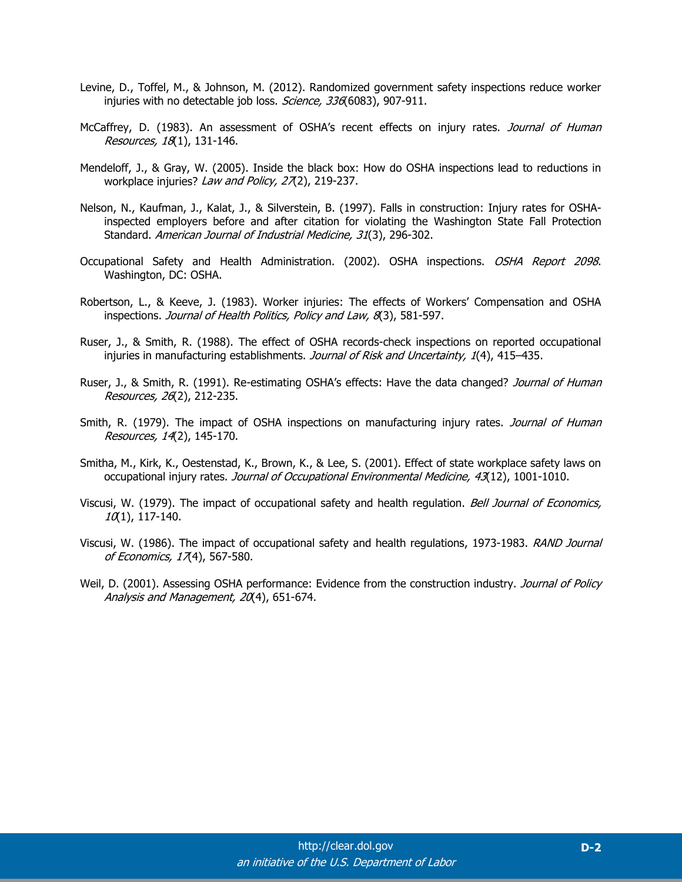Levine, D., Toffel, M., & Johnson, M. (2012). Randomized government safety inspections reduce worker injuries with no detectable job loss. *Science, 336*(6083), 907-911.

McCaffrey, D. (1983). An assessment of OSHA's recent effects on injury rates. *Journal of Human Resources, 18*(1), 131-146.

Mendeloff, J., & Gray, W. (2005). Inside the black box: How do OSHA inspections lead to reductions in workplace injuries? *Law and Policy, 27*(2), 219-237.

Nelson, N., Kaufman, J., Kalat, J., & Silverstein, B. (1997). Falls in construction: Injury rates for OSHA-inspected employers before and after citation for violating the Washington State Fall Protection Standard. *American Journal of Industrial Medicine, 31*(3), 296-302.

Occupational Safety and Health Administration. (2002). OSHA inspections. *OSHA Report 2098*. Washington, DC: OSHA.

Robertson, L., & Keeve, J. (1983). Worker injuries: The effects of Workers' Compensation and OSHA inspections. *Journal of Health Politics, Policy and Law, 8*(3), 581-597.

Ruser, J., & Smith, R. (1988). The effect of OSHA records-check inspections on reported occupational injuries in manufacturing establishments. *Journal of Risk and Uncertainty, 1*(4), 415–435.

Ruser, J., & Smith, R. (1991). Re-estimating OSHA's effects: Have the data changed? *Journal of Human Resources, 26*(2), 212-235.

Smith, R. (1979). The impact of OSHA inspections on manufacturing injury rates. *Journal of Human Resources, 14*(2), 145-170.

Smitha, M., Kirk, K., Oestenstad, K., Brown, K., & Lee, S. (2001). Effect of state workplace safety laws on occupational injury rates. *Journal of Occupational Environmental Medicine, 43*(12), 1001-1010.

Viscusi, W. (1979). The impact of occupational safety and health regulation. *Bell Journal of Economics, 10*(1), 117-140.

Viscusi, W. (1986). The impact of occupational safety and health regulations, 1973-1983. *RAND Journal of Economics, 17*(4), 567-580.

Weil, D. (2001). Assessing OSHA performance: Evidence from the construction industry. *Journal of Policy Analysis and Management, 20*(4), 651-674.